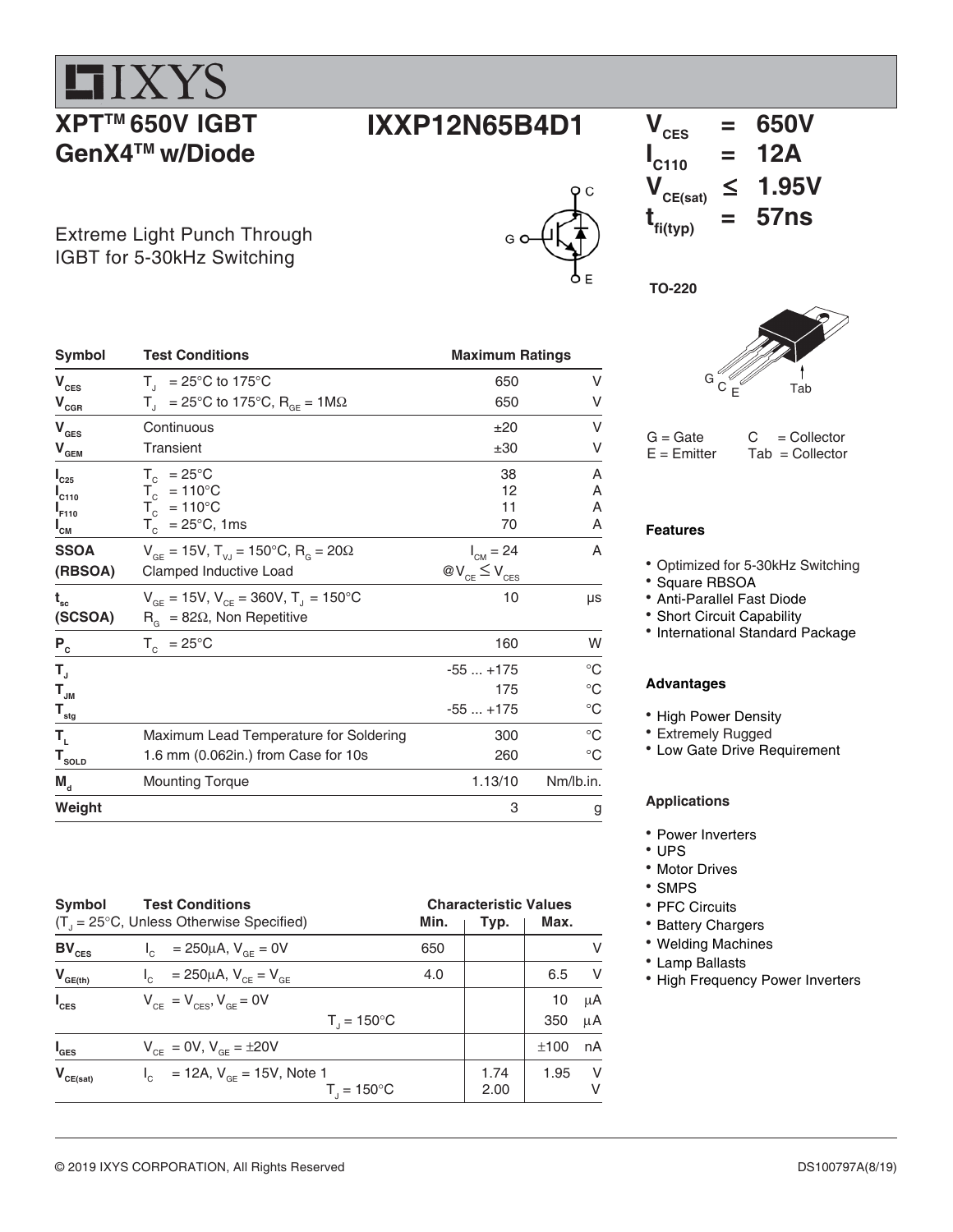# IXYS

## XPT™ 650V IGBT GenX4™ w/Diode

## IXXP12N65B4D1

Extreme Light Punch Through IGBT for 5-30kHz Switching

| | | |
|---|---|---|
| $V_{CES}$ | = | 650V |
| $I_{C110}$ | = | 12A |
| $V_{CE(sat)}$ | ≤ | 1.95V |
| $t_{fi(typ)}$ | = | 57ns |

TO-220

G = Gate
E = Emitter
C = Collector
Tab = Collector

| Symbol | Test Conditions | Maximum Ratings | |
|---|---|---|---|
| $V_{CES}$ | $T_J$ = 25°C to 175°C | 650 | V |
| $V_{CGR}$ | $T_J$ = 25°C to 175°C, $R_{GE}$ = 1MΩ | 650 | V |
| $V_{GES}$ | Continuous | ±20 | V |
| $V_{GEM}$ | Transient | ±30 | V |
| $I_{C25}$ | $T_C$ = 25°C | 38 | A |
| $I_{C110}$ | $T_C$ = 110°C | 12 | A |
| $I_{F110}$ | $T_C$ = 110°C | 11 | A |
| $I_{CM}$ | $T_C$ = 25°C, 1ms | 70 | A |
| **SSOA (RBSOA)** | $V_{GE}$ = 15V, $T_{VJ}$ = 150°C, $R_G$ = 20Ω Clamped Inductive Load | $I_{CM}$ = 24 @$V_{CE}$ ≤ $V_{CES}$ | A |
| $t_{sc}$ **(SCSOA)** | $V_{GE}$ = 15V, $V_{CE}$ = 360V, $T_J$ = 150°C $R_G$ = 82Ω, Non Repetitive | 10 | µs |
| $P_C$ | $T_C$ = 25°C | 160 | W |
| $T_J$ | | -55 ... +175 | °C |
| $T_{JM}$ | | 175 | °C |
| $T_{stg}$ | | -55 ... +175 | °C |
| $T_L$ | Maximum Lead Temperature for Soldering | 300 | °C |
| $T_{SOLD}$ | 1.6 mm (0.062in.) from Case for 10s | 260 | °C |
| $M_d$ | Mounting Torque | 1.13/10 | Nm/lb.in. |
| **Weight** | | 3 | g |

| Symbol | Test Conditions ($T_J$ = 25°C, Unless Otherwise Specified) | Characteristic Values Min. | Typ. | Max. | |
|---|---|---|---|---|---|
| $BV_{CES}$ | $I_C$ = 250µA, $V_{GE}$ = 0V | 650 | | | V |
| $V_{GE(th)}$ | $I_C$ = 250µA, $V_{CE}$ = $V_{GE}$ | 4.0 | | 6.5 | V |
| $I_{CES}$ | $V_{CE}$ = $V_{CES}$, $V_{GE}$ = 0V | | | 10 | µA |
| | $T_J$ = 150°C | | | 350 | µA |
| $I_{GES}$ | $V_{CE}$ = 0V, $V_{GE}$ = ±20V | | | ±100 | nA |
| $V_{CE(sat)}$ | $I_C$ = 12A, $V_{GE}$ = 15V, Note 1 | | 1.74 | 1.95 | V |
| | $T_J$ = 150°C | | 2.00 | | V |

### Features

- Optimized for 5-30kHz Switching
- Square RBSOA
- Anti-Parallel Fast Diode
- Short Circuit Capability
- International Standard Package

### Advantages

- High Power Density
- Extremely Rugged
- Low Gate Drive Requirement

### Applications

- Power Inverters
- UPS
- Motor Drives
- SMPS
- PFC Circuits
- Battery Chargers
- Welding Machines
- Lamp Ballasts
- High Frequency Power Inverters

© 2019 IXYS CORPORATION, All Rights Reserved DS100797A(8/19)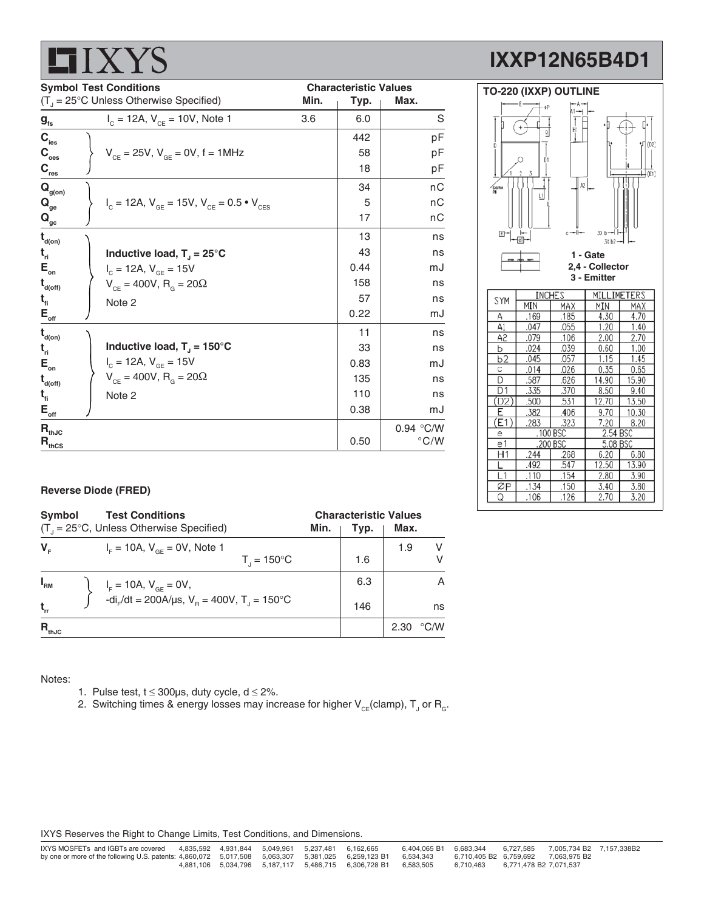## IXXP12N65B4D1

| Symbol | Test Conditions ($T_J$ = 25°C Unless Otherwise Specified) | Min. | Typ. | Max. | |
|---|---|---|---|---|---|
| $g_{fs}$ | $I_C$ = 12A, $V_{CE}$ = 10V, Note 1 | 3.6 | 6.0 | | S |
| $C_{ies}$ | $V_{CE}$ = 25V, $V_{GE}$ = 0V, f = 1MHz | | 442 | | pF |
| $C_{oes}$ | | | 58 | | pF |
| $C_{res}$ | | | 18 | | pF |
| $Q_{g(on)}$ | $I_C$ = 12A, $V_{GE}$ = 15V, $V_{CE}$ = 0.5 • $V_{CES}$ | | 34 | | nC |
| $Q_{ge}$ | | | 5 | | nC |
| $Q_{gc}$ | | | 17 | | nC |
| $t_{d(on)}$ | **Inductive load, $T_J$ = 25°C** | | 13 | | ns |
| $t_{ri}$ | $I_C$ = 12A, $V_{GE}$ = 15V | | 43 | | ns |
| $E_{on}$ | $V_{CE}$ = 400V, $R_G$ = 20Ω | | 0.44 | | mJ |
| $t_{d(off)}$ | Note 2 | | 158 | | ns |
| $t_{fi}$ | | | 57 | | ns |
| $E_{off}$ | | | 0.22 | | mJ |
| $t_{d(on)}$ | **Inductive load, $T_J$ = 150°C** | | 11 | | ns |
| $t_{ri}$ | $I_C$ = 12A, $V_{GE}$ = 15V | | 33 | | ns |
| $E_{on}$ | $V_{CE}$ = 400V, $R_G$ = 20Ω | | 0.83 | | mJ |
| $t_{d(off)}$ | Note 2 | | 135 | | ns |
| $t_{fi}$ | | | 110 | | ns |
| $E_{off}$ | | | 0.38 | | mJ |
| $R_{thJC}$ | | | | 0.94 | °C/W |
| $R_{thCS}$ | | | 0.50 | | °C/W |

### TO-220 (IXXP) OUTLINE

1 - Gate
2,4 - Collector
3 - Emitter

| SYM | INCHES MIN | INCHES MAX | MILLIMETERS MIN | MILLIMETERS MAX |
|---|---|---|---|---|
| A | .169 | .185 | 4.30 | 4.70 |
| A1 | .047 | .055 | 1.20 | 1.40 |
| A2 | .079 | .106 | 2.00 | 2.70 |
| b | .024 | .039 | 0.60 | 1.00 |
| b2 | .045 | .057 | 1.15 | 1.45 |
| c | .014 | .026 | 0.35 | 0.65 |
| D | .587 | .626 | 14.90 | 15.90 |
| D1 | .335 | .370 | 8.50 | 9.40 |
| (D2) | .500 | .531 | 12.70 | 13.50 |
| E | .382 | .406 | 9.70 | 10.30 |
| (E1) | .283 | .323 | 7.20 | 8.20 |
| e | .100 BSC | | 2.54 BSC | |
| e1 | .200 BSC | | 5.08 BSC | |
| H1 | .244 | .268 | 6.20 | 6.80 |
| L | .492 | .547 | 12.50 | 13.90 |
| L1 | .110 | .154 | 2.80 | 3.90 |
| ØP | .134 | .150 | 3.40 | 3.80 |
| Q | .106 | .126 | 2.70 | 3.20 |

### Reverse Diode (FRED)

| Symbol | Test Conditions ($T_J$ = 25°C, Unless Otherwise Specified) | Min. | Typ. | Max. | |
|---|---|---|---|---|---|
| $V_F$ | $I_F$ = 10A, $V_{GE}$ = 0V, Note 1 | | | 1.9 | V |
| | $T_J$ = 150°C | | 1.6 | | V |
| $I_{RM}$ | $I_F$ = 10A, $V_{GE}$ = 0V, | | 6.3 | | A |
| $t_{rr}$ | $-di_F/dt$ = 200A/μs, $V_R$ = 400V, $T_J$ = 150°C | | 146 | | ns |
| $R_{thJC}$ | | | | 2.30 | °C/W |

Notes:

1. Pulse test, t ≤ 300μs, duty cycle, d ≤ 2%.
2. Switching times & energy losses may increase for higher $V_{CE}$(clamp), $T_J$ or $R_G$.

IXYS Reserves the Right to Change Limits, Test Conditions, and Dimensions.

IXYS MOSFETs and IGBTs are covered by one or more of the following U.S. patents: 4,835,592 4,931,844 5,049,961 5,237,481 6,162,665 6,404,065 B1 6,683,344 6,727,585 7,005,734 B2 7,157,338B2 4,860,072 5,017,508 5,063,307 5,381,025 6,259,123 B1 6,534,343 6,710,405 B2 6,759,692 7,063,975 B2 4,881,106 5,034,796 5,187,117 5,486,715 6,306,728 B1 6,583,505 6,710,463 6,771,478 B2 7,071,537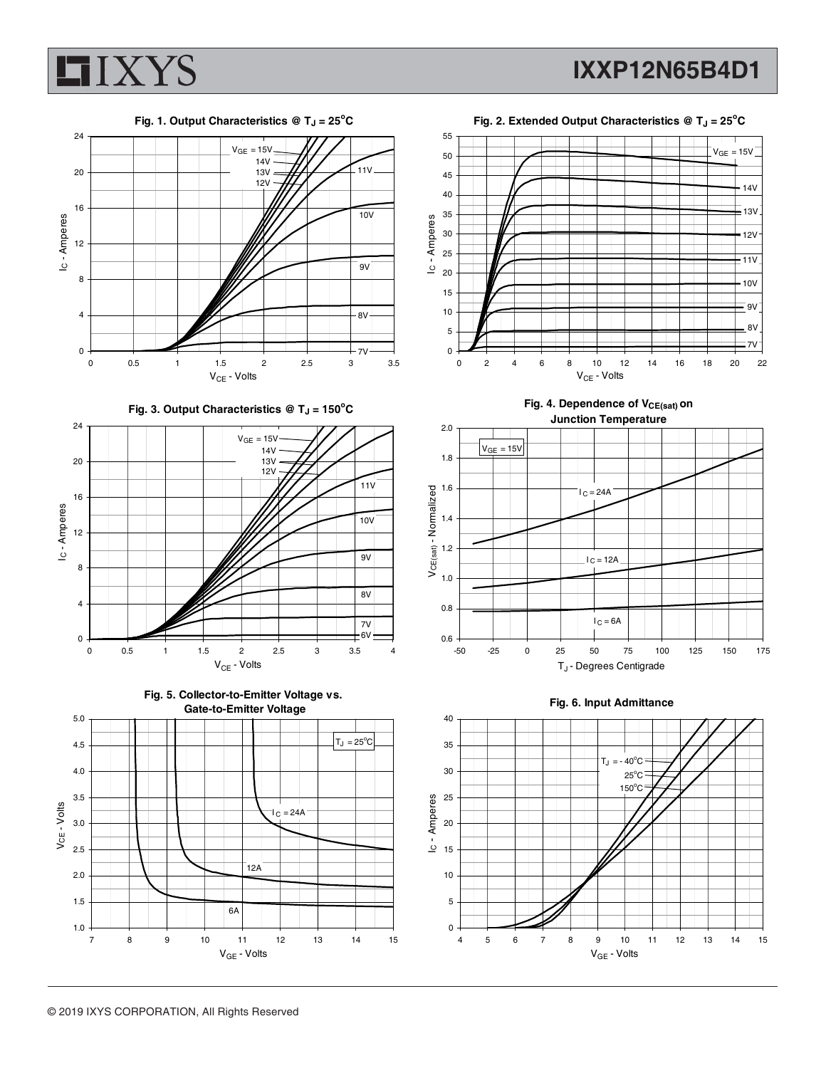Fig. 1. Output Characteristics @ $T_J = 25^{o}C$

Fig. 2. Extended Output Characteristics @ $T_J = 25^{o}C$

Fig. 3. Output Characteristics @ $T_J = 150^{o}C$

Fig. 4. Dependence of $V_{CE(sat)}$ on Junction Temperature

Fig. 5. Collector-to-Emitter Voltage vs. Gate-to-Emitter Voltage

Fig. 6. Input Admittance

© 2019 IXYS CORPORATION, All Rights Reserved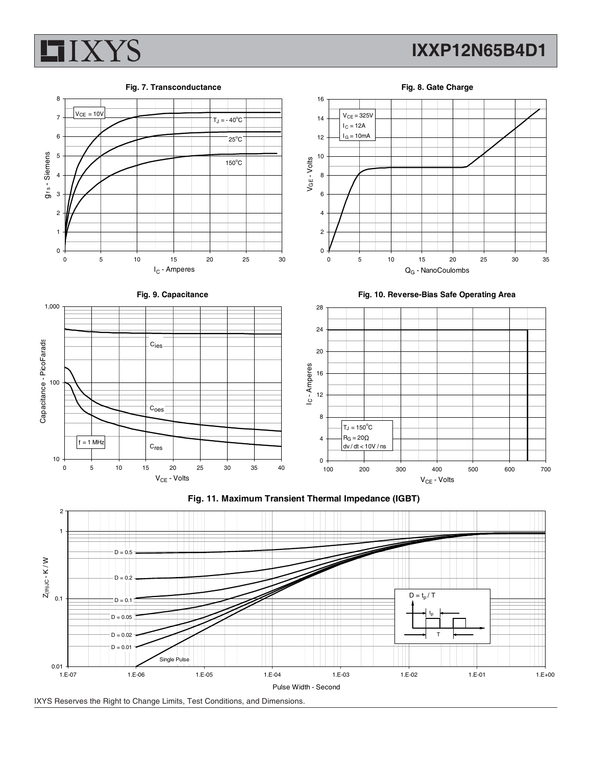Fig. 7. Transconductance

Fig. 8. Gate Charge

Fig. 9. Capacitance

Fig. 10. Reverse-Bias Safe Operating Area

Fig. 11. Maximum Transient Thermal Impedance (IGBT)

IXYS Reserves the Right to Change Limits, Test Conditions, and Dimensions.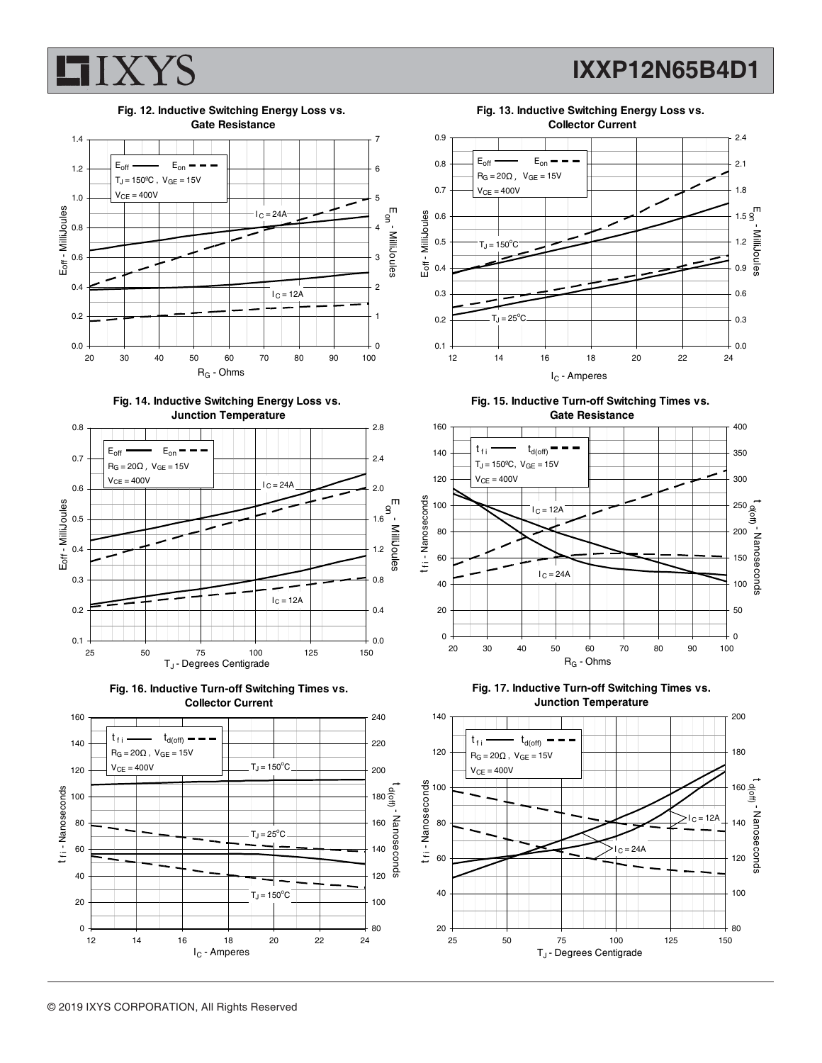**Fig. 12. Inductive Switching Energy Loss vs. Gate Resistance**

$E_{off}$ — $E_{on}$ - - -
$T_J = 150°C$, $V_{GE} = 15V$
$V_{CE} = 400V$

$I_C = 24A$
$I_C = 12A$

$E_{off}$ - MilliJoules (0.0 – 1.4); $E_{on}$ - MilliJoules (0 – 7)

$R_G$ - Ohms (20 – 100)

**Fig. 13. Inductive Switching Energy Loss vs. Collector Current**

$E_{off}$ — $E_{on}$ - - -
$R_G = 20\Omega$, $V_{GE} = 15V$
$V_{CE} = 400V$

$T_J = 150°C$
$T_J = 25°C$

$E_{off}$ - MilliJoules (0.1 – 0.9); $E_{on}$ - MilliJoules (0.0 – 2.4)

$I_C$ - Amperes (12 – 24)

**Fig. 14. Inductive Switching Energy Loss vs. Junction Temperature**

$E_{off}$ — $E_{on}$ - - -
$R_G = 20\Omega$, $V_{GE} = 15V$
$V_{CE} = 400V$

$I_C = 24A$
$I_C = 12A$

$E_{off}$ - MilliJoules (0.1 – 0.8); $E_{on}$ - MilliJoules (0.0 – 2.8)

$T_J$ - Degrees Centigrade (25 – 150)

**Fig. 15. Inductive Turn-off Switching Times vs. Gate Resistance**

$t_{fi}$ — $t_{d(off)}$ - - -
$T_J = 150°C$, $V_{GE} = 15V$
$V_{CE} = 400V$

$I_C = 12A$
$I_C = 24A$

$t_{fi}$ - Nanoseconds (0 – 160); $t_{d(off)}$ - Nanoseconds (0 – 400)

$R_G$ - Ohms (20 – 100)

**Fig. 16. Inductive Turn-off Switching Times vs. Collector Current**

$t_{fi}$ — $t_{d(off)}$ - - -
$R_G = 20\Omega$, $V_{GE} = 15V$
$V_{CE} = 400V$

$T_J = 150°C$
$T_J = 25°C$
$T_J = 150°C$

$t_{fi}$ - Nanoseconds (0 – 160); $t_{d(off)}$ - Nanoseconds (80 – 240)

$I_C$ - Amperes (12 – 24)

**Fig. 17. Inductive Turn-off Switching Times vs. Junction Temperature**

$t_{fi}$ — $t_{d(off)}$ - - -
$R_G = 20\Omega$, $V_{GE} = 15V$
$V_{CE} = 400V$

$I_C = 12A$
$I_C = 24A$

$t_{fi}$ - Nanoseconds (20 – 140); $t_{d(off)}$ - Nanoseconds (80 – 200)

$T_J$ - Degrees Centigrade (25 – 150)

© 2019 IXYS CORPORATION, All Rights Reserved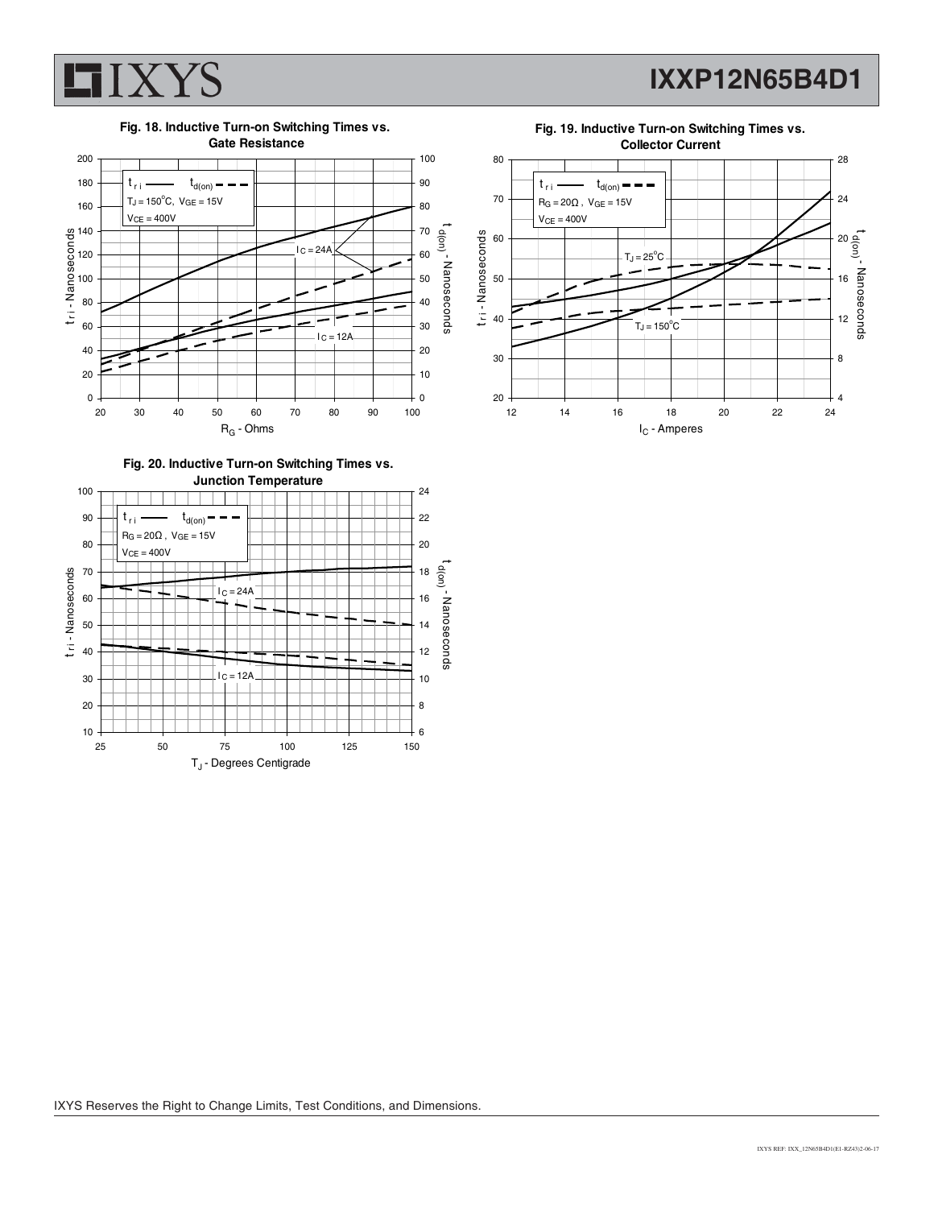**Fig. 18. Inductive Turn-on Switching Times vs. Gate Resistance**

$t_{ri}$ —— $t_{d(on)}$ - - -

$T_J = 150^{\circ}C$, $V_{GE} = 15V$

$V_{CE} = 400V$

$I_C = 24A$

$I_C = 12A$

$t_{ri}$ - Nanoseconds

$t_{d(on)}$ - Nanoseconds

$R_G$ - Ohms

**Fig. 19. Inductive Turn-on Switching Times vs. Collector Current**

$t_{ri}$ —— $t_{d(on)}$ - - -

$R_G = 20\Omega$, $V_{GE} = 15V$

$V_{CE} = 400V$

$T_J = 25^{\circ}C$

$T_J = 150^{\circ}C$

$t_{ri}$ - Nanoseconds

$t_{d(on)}$ - Nanoseconds

$I_C$ - Amperes

**Fig. 20. Inductive Turn-on Switching Times vs. Junction Temperature**

$t_{ri}$ —— $t_{d(on)}$ - - -

$R_G = 20\Omega$, $V_{GE} = 15V$

$V_{CE} = 400V$

$I_C = 24A$

$I_C = 12A$

$t_{ri}$ - Nanoseconds

$t_{d(on)}$ - Nanoseconds

$T_J$ - Degrees Centigrade

IXYS Reserves the Right to Change Limits, Test Conditions, and Dimensions.

IXYS REF: IXX_12N65B4D1(E1-RZ43)2-06-17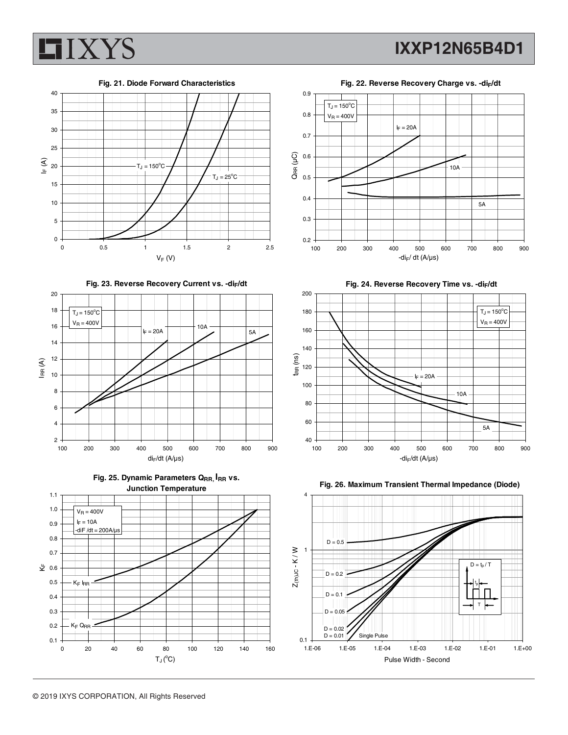**Fig. 21. Diode Forward Characteristics**

**Fig. 22. Reverse Recovery Charge vs. $-di_F/dt$**

**Fig. 23. Reverse Recovery Current vs. $-di_F/dt$**

**Fig. 24. Reverse Recovery Time vs. $-di_F/dt$**

**Fig. 25. Dynamic Parameters $Q_{RR}$, $I_{RR}$ vs. Junction Temperature**

**Fig. 26. Maximum Transient Thermal Impedance (Diode)**

© 2019 IXYS CORPORATION, All Rights Reserved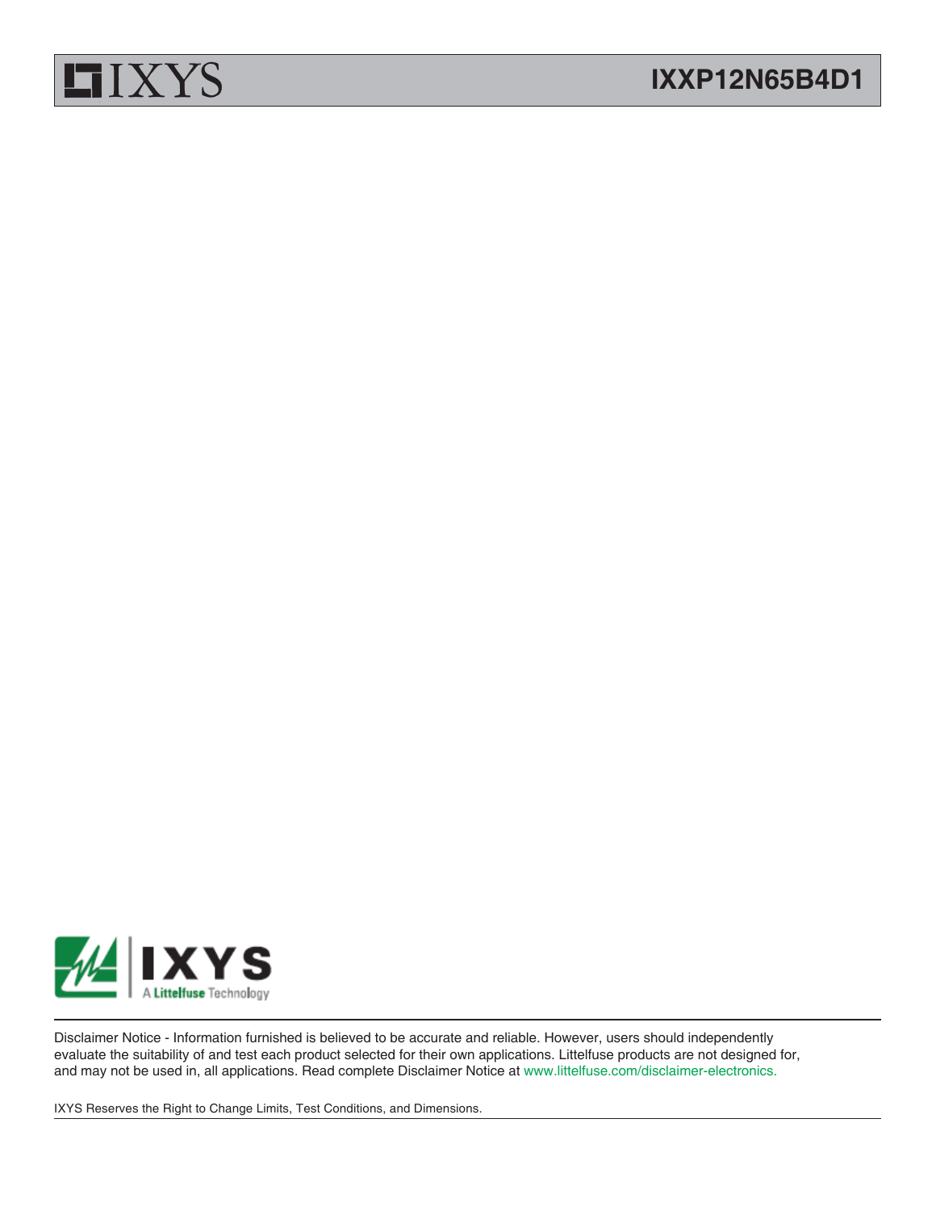Disclaimer Notice - Information furnished is believed to be accurate and reliable. However, users should independently evaluate the suitability of and test each product selected for their own applications. Littelfuse products are not designed for, and may not be used in, all applications. Read complete Disclaimer Notice at www.littelfuse.com/disclaimer-electronics.

IXYS Reserves the Right to Change Limits, Test Conditions, and Dimensions.